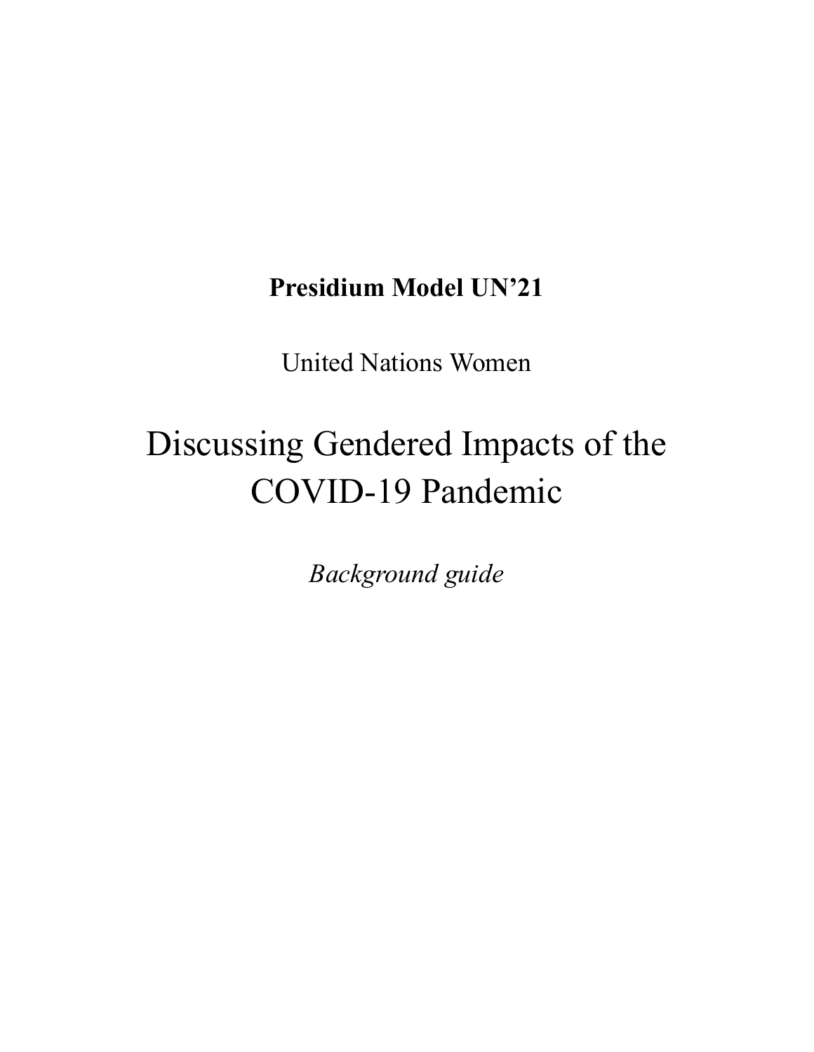**Presidium Model UN’21**

United Nations Women

# Discussing Gendered Impacts of the COVID-19 Pandemic

*Background guide*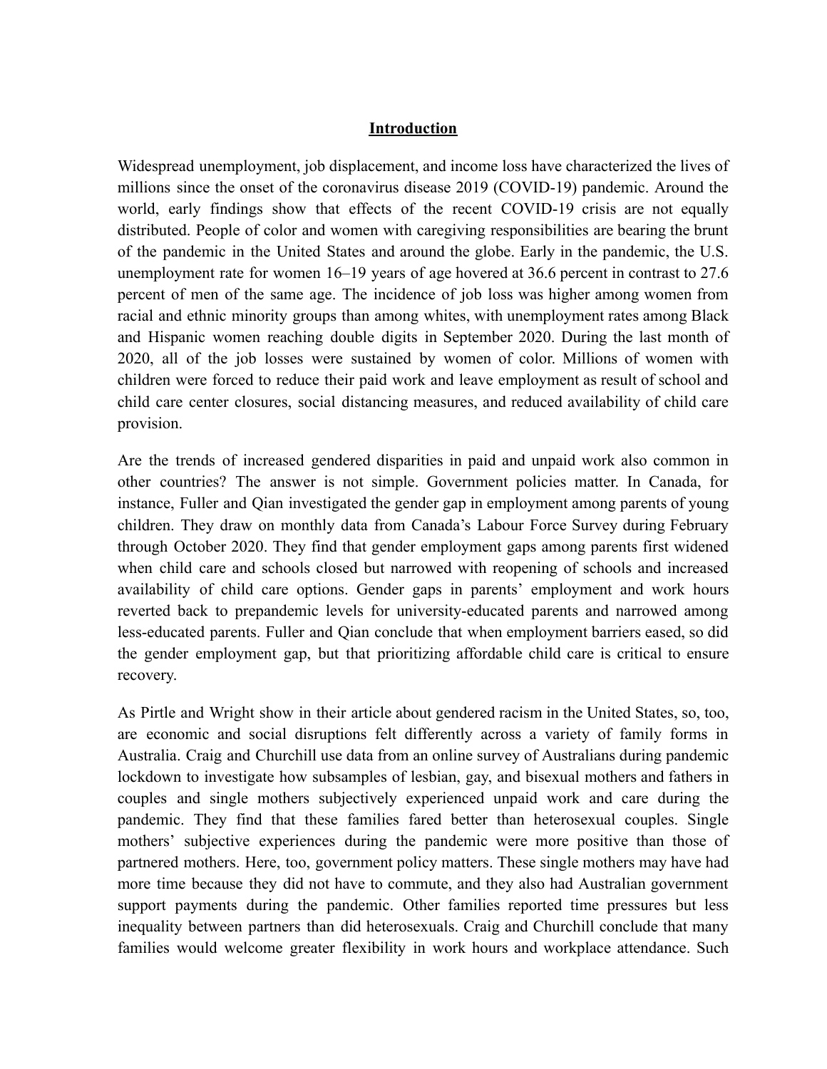## **Introduction**

Widespread unemployment, job displacement, and income loss have characterized the lives of millions since the onset of the coronavirus disease 2019 (COVID-19) pandemic. Around the world, early findings show that effects of the recent COVID-19 crisis are not equally distributed. People of color and women with caregiving responsibilities are bearing the brunt of the pandemic in the United States and around the globe. Early in the pandemic, the U.S. unemployment rate for women 16–19 years of age hovered at 36.6 percent in contrast to 27.6 percent of men of the same age. The incidence of job loss was higher among women from racial and ethnic minority groups than among whites, with unemployment rates among Black and Hispanic women reaching double digits in September 2020. During the last month of 2020, all of the job losses were sustained by women of color. Millions of women with children were forced to reduce their paid work and leave employment as result of school and child care center closures, social distancing measures, and reduced availability of child care provision.

Are the trends of increased gendered disparities in paid and unpaid work also common in other countries? The answer is not simple. Government policies matter. In Canada, for instance, Fuller and Qian investigated the gender gap in employment among parents of young children. They draw on monthly data from Canada's Labour Force Survey during February through October 2020. They find that gender employment gaps among parents first widened when child care and schools closed but narrowed with reopening of schools and increased availability of child care options. Gender gaps in parents' employment and work hours reverted back to prepandemic levels for university-educated parents and narrowed among less-educated parents. Fuller and Qian conclude that when employment barriers eased, so did the gender employment gap, but that prioritizing affordable child care is critical to ensure recovery.

As Pirtle and Wright show in their article about gendered racism in the United States, so, too, are economic and social disruptions felt differently across a variety of family forms in Australia. Craig and Churchill use data from an online survey of Australians during pandemic lockdown to investigate how subsamples of lesbian, gay, and bisexual mothers and fathers in couples and single mothers subjectively experienced unpaid work and care during the pandemic. They find that these families fared better than heterosexual couples. Single mothers' subjective experiences during the pandemic were more positive than those of partnered mothers. Here, too, government policy matters. These single mothers may have had more time because they did not have to commute, and they also had Australian government support payments during the pandemic. Other families reported time pressures but less inequality between partners than did heterosexuals. Craig and Churchill conclude that many families would welcome greater flexibility in work hours and workplace attendance. Such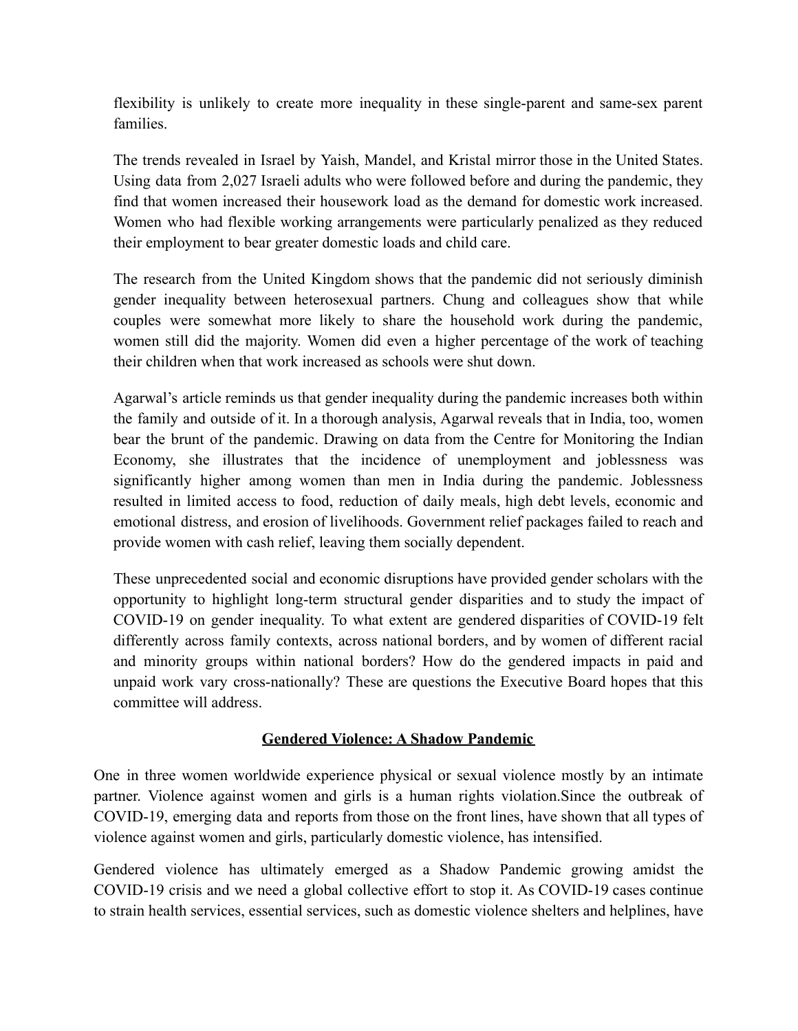flexibility is unlikely to create more inequality in these single-parent and same-sex parent families.

The trends revealed in Israel by Yaish, Mandel, and Kristal mirror those in the United States. Using data from 2,027 Israeli adults who were followed before and during the pandemic, they find that women increased their housework load as the demand for domestic work increased. Women who had flexible working arrangements were particularly penalized as they reduced their employment to bear greater domestic loads and child care.

The research from the United Kingdom shows that the pandemic did not seriously diminish gender inequality between heterosexual partners. Chung and colleagues show that while couples were somewhat more likely to share the household work during the pandemic, women still did the majority. Women did even a higher percentage of the work of teaching their children when that work increased as schools were shut down.

Agarwal's article reminds us that gender inequality during the pandemic increases both within the family and outside of it. In a thorough analysis, Agarwal reveals that in India, too, women bear the brunt of the pandemic. Drawing on data from the Centre for Monitoring the Indian Economy, she illustrates that the incidence of unemployment and joblessness was significantly higher among women than men in India during the pandemic. Joblessness resulted in limited access to food, reduction of daily meals, high debt levels, economic and emotional distress, and erosion of livelihoods. Government relief packages failed to reach and provide women with cash relief, leaving them socially dependent.

These unprecedented social and economic disruptions have provided gender scholars with the opportunity to highlight long-term structural gender disparities and to study the impact of COVID-19 on gender inequality. To what extent are gendered disparities of COVID-19 felt differently across family contexts, across national borders, and by women of different racial and minority groups within national borders? How do the gendered impacts in paid and unpaid work vary cross-nationally? These are questions the Executive Board hopes that this committee will address.

## Gendered Violence: A Shadow Pandemic

One in three women worldwide experience physical or sexual violence mostly by an intimate partner. Violence against women and girls is a human rights violation.Since the outbreak of COVID-19, emerging data and reports from those on the front lines, have shown that all types of violence against women and girls, particularly domestic violence, has intensified.

Gendered violence has ultimately emerged as a Shadow Pandemic growing amidst the COVID-19 crisis and we need a global collective effort to stop it. As COVID-19 cases continue to strain health services, essential services, such as domestic violence shelters and helplines, have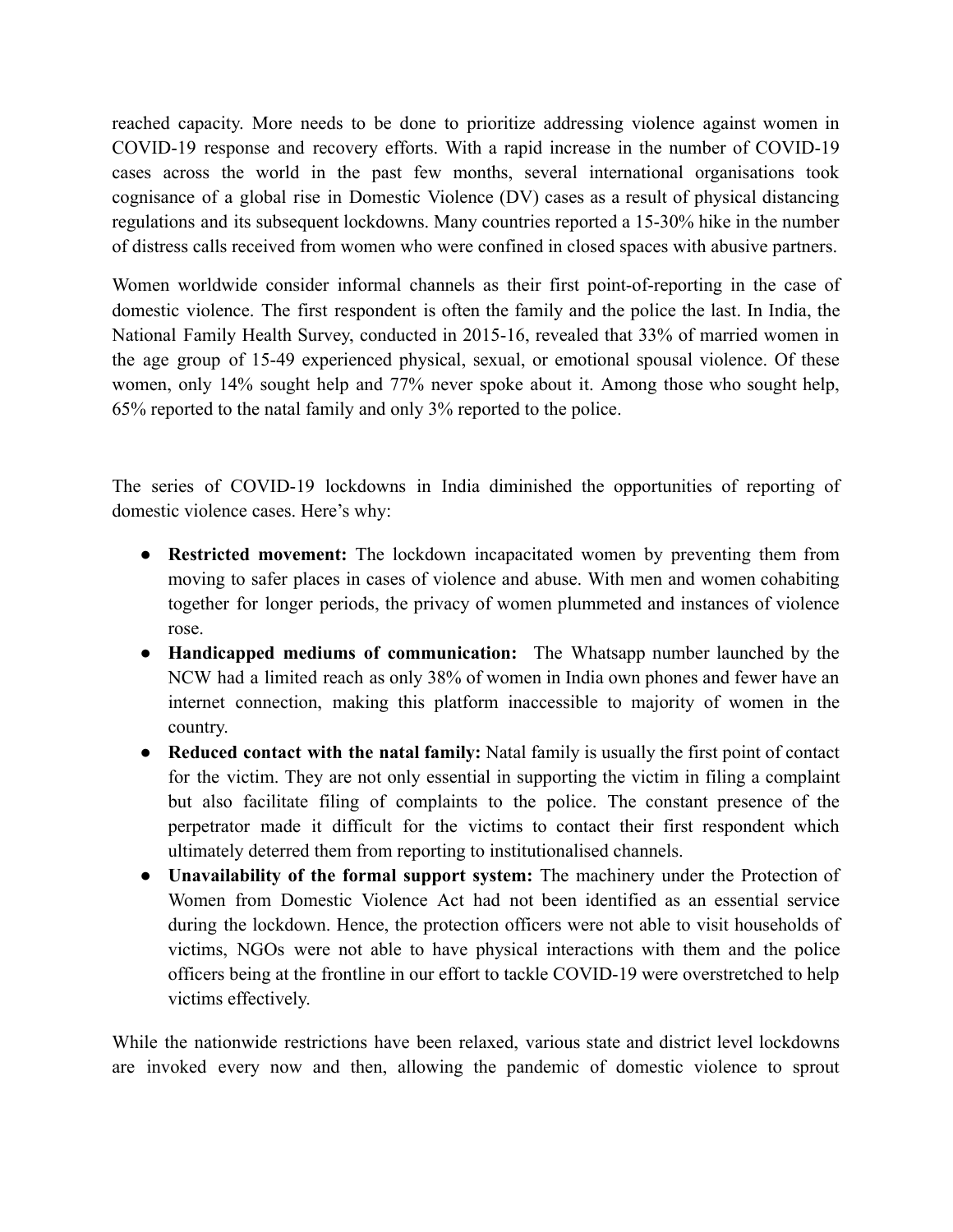reached capacity. More needs to be done to prioritize addressing violence against women in COVID-19 response and recovery efforts. With a rapid increase in the number of COVID-19 cases across the world in the past few months, several international organisations took cognisance of a global rise in Domestic Violence (DV) cases as a result of physical distancing regulations and its subsequent lockdowns. Many countries reported a 15-30% hike in the number of distress calls received from women who were confined in closed spaces with abusive partners.

Women worldwide consider informal channels as their first point-of-reporting in the case of domestic violence. The first respondent is often the family and the police the last. In India, the National Family Health Survey, conducted in 2015-16, revealed that 33% of married women in the age group of 15-49 experienced physical, sexual, or emotional spousal violence. Of these women, only 14% sought help and 77% never spoke about it. Among those who sought help, 65% reported to the natal family and only 3% reported to the police.

The series of COVID-19 lockdowns in India diminished the opportunities of reporting of domestic violence cases. Here's why:

- **Restricted movement:** The lockdown incapacitated women by preventing them from moving to safer places in cases of violence and abuse. With men and women cohabiting together for longer periods, the privacy of women plummeted and instances of violence rose.
- **Handicapped mediums of communication:** The Whatsapp number launched by the NCW had a limited reach as only 38% of women in India own phones and fewer have an internet connection, making this platform inaccessible to majority of women in the country.
- **Reduced contact with the natal family:** Natal family is usually the first point of contact for the victim. They are not only essential in supporting the victim in filing a complaint but also facilitate filing of complaints to the police. The constant presence of the perpetrator made it difficult for the victims to contact their first respondent which ultimately deterred them from reporting to institutionalised channels.
- **Unavailability of the formal support system:** The machinery under the Protection of Women from Domestic Violence Act had not been identified as an essential service during the lockdown. Hence, the protection officers were not able to visit households of victims, NGOs were not able to have physical interactions with them and the police officers being at the frontline in our effort to tackle COVID-19 were overstretched to help victims effectively.

While the nationwide restrictions have been relaxed, various state and district level lockdowns are invoked every now and then, allowing the pandemic of domestic violence to sprout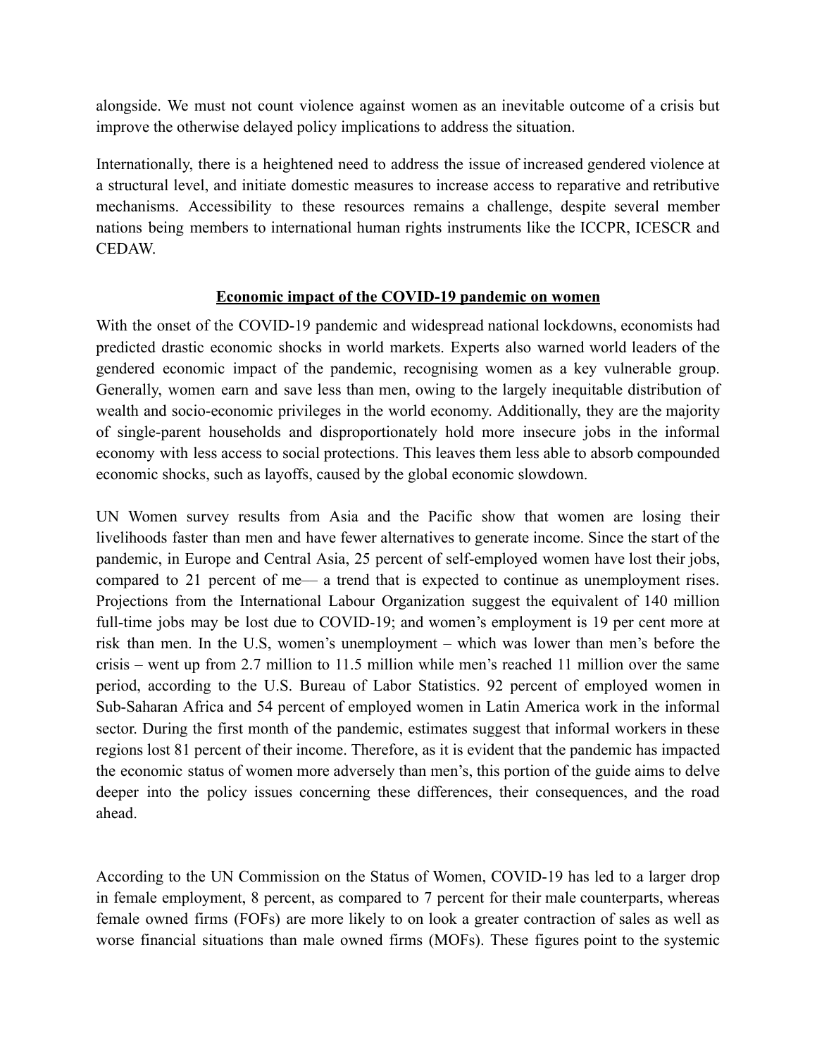alongside. We must not count violence against women as an inevitable outcome of a crisis but improve the otherwise delayed policy implications to address the situation.

Internationally, there is a heightened need to address the issue of increased gendered violence at a structural level, and initiate domestic measures to increase access to reparative and retributive mechanisms. Accessibility to these resources remains a challenge, despite several member nations being members to international human rights instruments like the ICCPR, ICESCR and CEDAW.

## Economic impact of the COVID-19 pandemic on women

With the onset of the COVID-19 pandemic and widespread national lockdowns, economists had predicted drastic economic shocks in world markets. Experts also warned world leaders of the gendered economic impact of the pandemic, recognising women as a key vulnerable group. Generally, women earn and save less than men, owing to the largely inequitable distribution of wealth and socio-economic privileges in the world economy. Additionally, they are the majority of single-parent households and disproportionately hold more insecure jobs in the informal economy with less access to social protections. This leaves them less able to absorb compounded economic shocks, such as layoffs, caused by the global economic slowdown.

UN Women survey results from Asia and the Pacific show that women are losing their livelihoods faster than men and have fewer alternatives to generate income. Since the start of the pandemic, in Europe and Central Asia, 25 percent of self-employed women have lost their jobs, compared to 21 percent of me— a trend that is expected to continue as unemployment rises. Projections from the International Labour Organization suggest the equivalent of 140 million full-time jobs may be lost due to COVID-19; and women's employment is 19 per cent more at risk than men. In the U.S, women's unemployment – which was lower than men's before the crisis – went up from 2.7 million to 11.5 million while men's reached 11 million over the same period, according to the U.S. Bureau of Labor Statistics. 92 percent of employed women in Sub-Saharan Africa and 54 percent of employed women in Latin America work in the informal sector. During the first month of the pandemic, estimates suggest that informal workers in these regions lost 81 percent of their income. Therefore, as it is evident that the pandemic has impacted the economic status of women more adversely than men's, this portion of the guide aims to delve deeper into the policy issues concerning these differences, their consequences, and the road ahead.

According to the UN Commission on the Status of Women, COVID-19 has led to a larger drop in female employment, 8 percent, as compared to 7 percent for their male counterparts, whereas female owned firms (FOFs) are more likely to on look a greater contraction of sales as well as worse financial situations than male owned firms (MOFs). These figures point to the systemic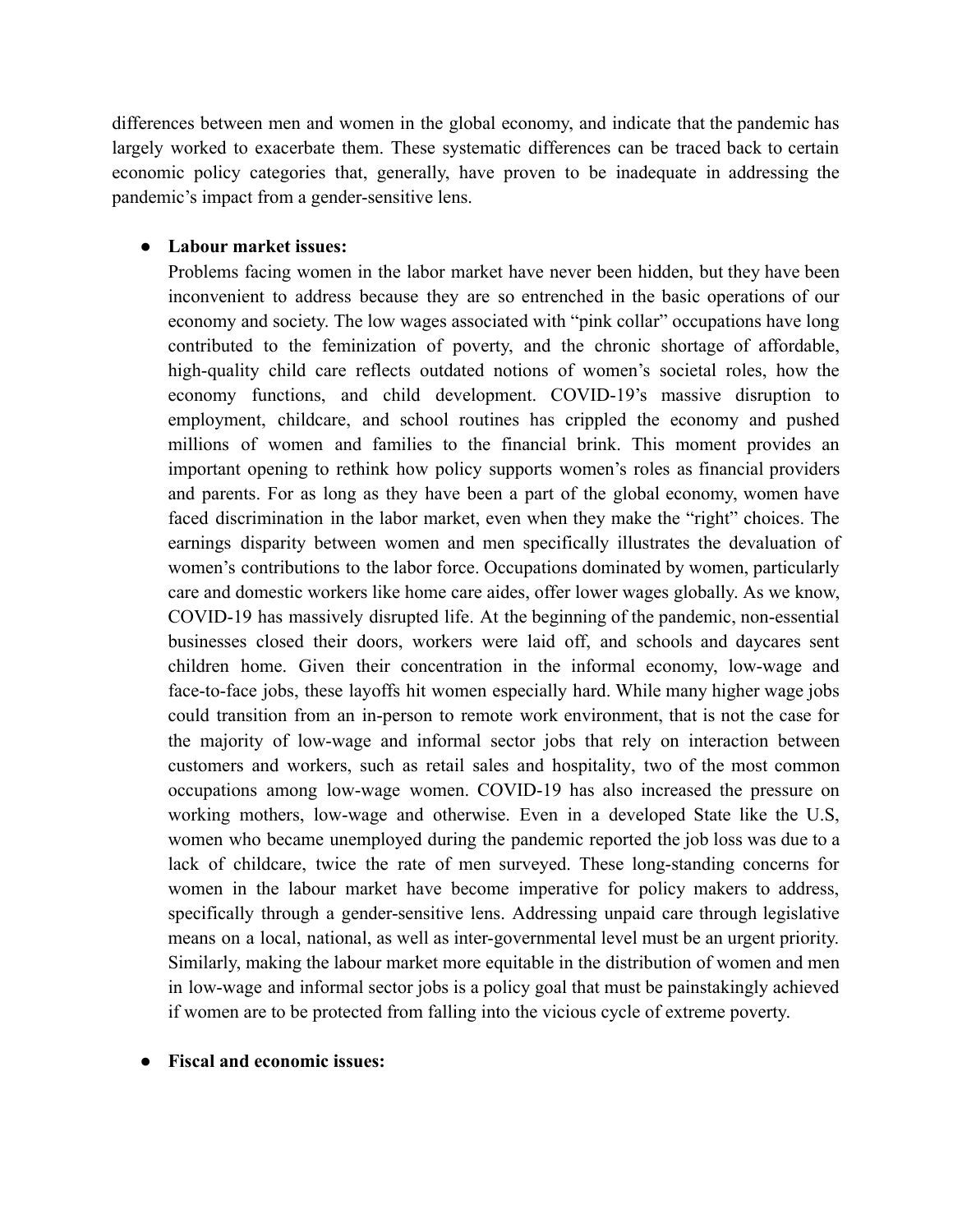differences between men and women in the global economy, and indicate that the pandemic has largely worked to exacerbate them. These systematic differences can be traced back to certain economic policy categories that, generally, have proven to be inadequate in addressing the pandemic's impact from a gender-sensitive lens.

- **Labour market issues:**
  Problems facing women in the labor market have never been hidden, but they have been inconvenient to address because they are so entrenched in the basic operations of our economy and society. The low wages associated with "pink collar" occupations have long contributed to the feminization of poverty, and the chronic shortage of affordable, high-quality child care reflects outdated notions of women's societal roles, how the economy functions, and child development. COVID-19's massive disruption to employment, childcare, and school routines has crippled the economy and pushed millions of women and families to the financial brink. This moment provides an important opening to rethink how policy supports women's roles as financial providers and parents. For as long as they have been a part of the global economy, women have faced discrimination in the labor market, even when they make the "right" choices. The earnings disparity between women and men specifically illustrates the devaluation of women's contributions to the labor force. Occupations dominated by women, particularly care and domestic workers like home care aides, offer lower wages globally. As we know, COVID-19 has massively disrupted life. At the beginning of the pandemic, non-essential businesses closed their doors, workers were laid off, and schools and daycares sent children home. Given their concentration in the informal economy, low-wage and face-to-face jobs, these layoffs hit women especially hard. While many higher wage jobs could transition from an in-person to remote work environment, that is not the case for the majority of low-wage and informal sector jobs that rely on interaction between customers and workers, such as retail sales and hospitality, two of the most common occupations among low-wage women. COVID-19 has also increased the pressure on working mothers, low-wage and otherwise. Even in a developed State like the U.S, women who became unemployed during the pandemic reported the job loss was due to a lack of childcare, twice the rate of men surveyed. These long-standing concerns for women in the labour market have become imperative for policy makers to address, specifically through a gender-sensitive lens. Addressing unpaid care through legislative means on a local, national, as well as inter-governmental level must be an urgent priority. Similarly, making the labour market more equitable in the distribution of women and men in low-wage and informal sector jobs is a policy goal that must be painstakingly achieved if women are to be protected from falling into the vicious cycle of extreme poverty.

- **Fiscal and economic issues:**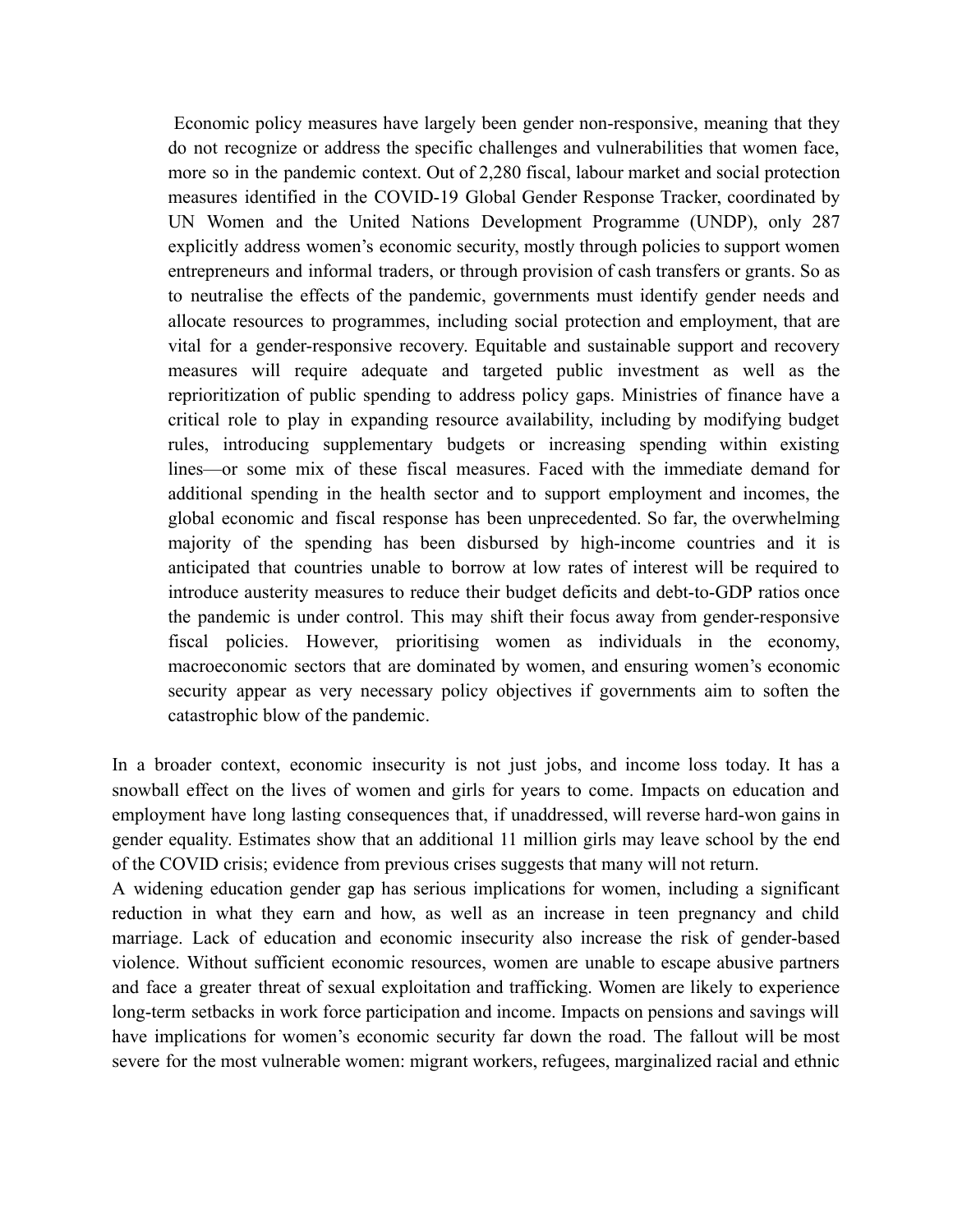> Economic policy measures have largely been gender non-responsive, meaning that they do not recognize or address the specific challenges and vulnerabilities that women face, more so in the pandemic context. Out of 2,280 fiscal, labour market and social protection measures identified in the COVID-19 Global Gender Response Tracker, coordinated by UN Women and the United Nations Development Programme (UNDP), only 287 explicitly address women's economic security, mostly through policies to support women entrepreneurs and informal traders, or through provision of cash transfers or grants. So as to neutralise the effects of the pandemic, governments must identify gender needs and allocate resources to programmes, including social protection and employment, that are vital for a gender-responsive recovery. Equitable and sustainable support and recovery measures will require adequate and targeted public investment as well as the reprioritization of public spending to address policy gaps. Ministries of finance have a critical role to play in expanding resource availability, including by modifying budget rules, introducing supplementary budgets or increasing spending within existing lines—or some mix of these fiscal measures. Faced with the immediate demand for additional spending in the health sector and to support employment and incomes, the global economic and fiscal response has been unprecedented. So far, the overwhelming majority of the spending has been disbursed by high-income countries and it is anticipated that countries unable to borrow at low rates of interest will be required to introduce austerity measures to reduce their budget deficits and debt-to-GDP ratios once the pandemic is under control. This may shift their focus away from gender-responsive fiscal policies. However, prioritising women as individuals in the economy, macroeconomic sectors that are dominated by women, and ensuring women's economic security appear as very necessary policy objectives if governments aim to soften the catastrophic blow of the pandemic.

In a broader context, economic insecurity is not just jobs, and income loss today. It has a snowball effect on the lives of women and girls for years to come. Impacts on education and employment have long lasting consequences that, if unaddressed, will reverse hard-won gains in gender equality. Estimates show that an additional 11 million girls may leave school by the end of the COVID crisis; evidence from previous crises suggests that many will not return.

A widening education gender gap has serious implications for women, including a significant reduction in what they earn and how, as well as an increase in teen pregnancy and child marriage. Lack of education and economic insecurity also increase the risk of gender-based violence. Without sufficient economic resources, women are unable to escape abusive partners and face a greater threat of sexual exploitation and trafficking. Women are likely to experience long-term setbacks in work force participation and income. Impacts on pensions and savings will have implications for women's economic security far down the road. The fallout will be most severe for the most vulnerable women: migrant workers, refugees, marginalized racial and ethnic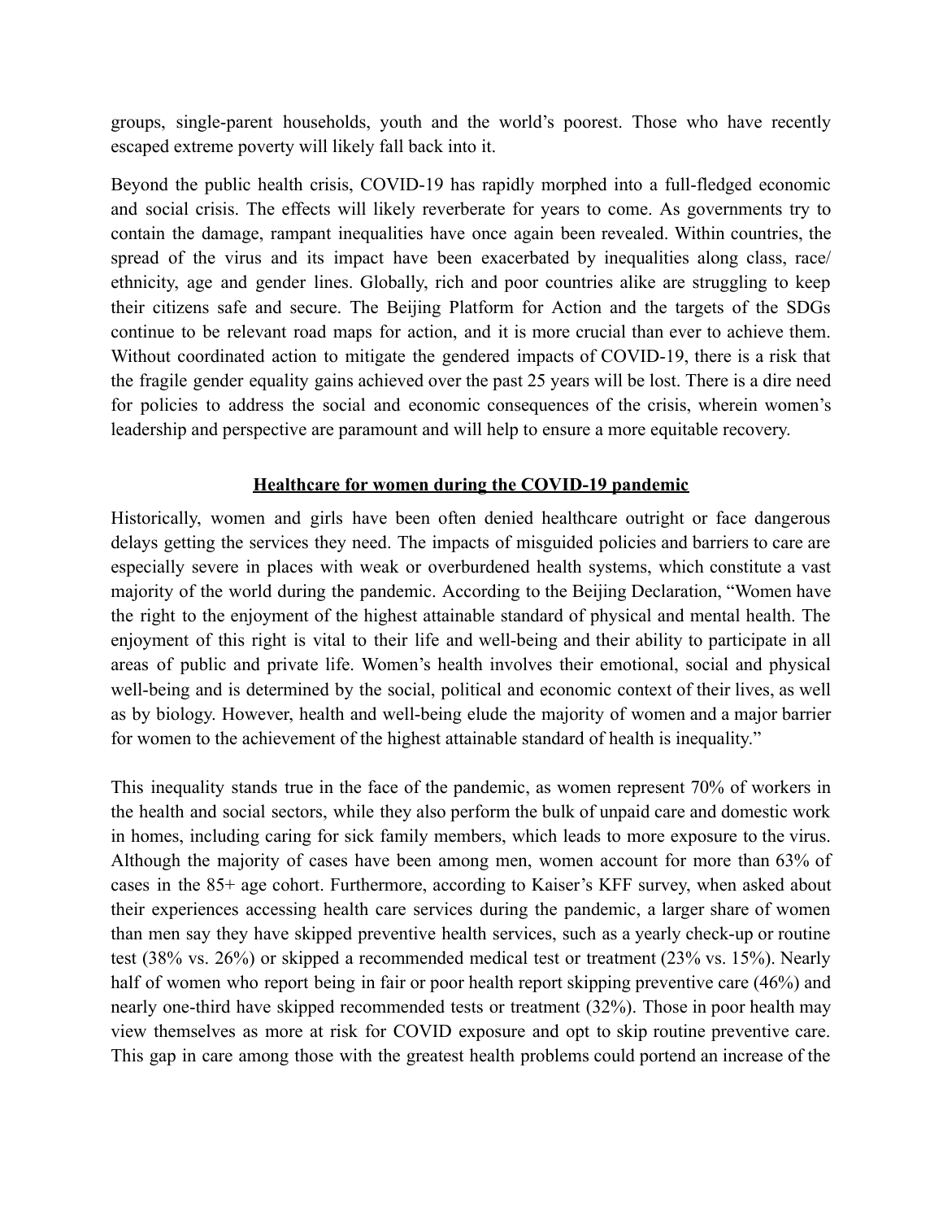groups, single-parent households, youth and the world's poorest. Those who have recently escaped extreme poverty will likely fall back into it.

Beyond the public health crisis, COVID-19 has rapidly morphed into a full-fledged economic and social crisis. The effects will likely reverberate for years to come. As governments try to contain the damage, rampant inequalities have once again been revealed. Within countries, the spread of the virus and its impact have been exacerbated by inequalities along class, race/ ethnicity, age and gender lines. Globally, rich and poor countries alike are struggling to keep their citizens safe and secure. The Beijing Platform for Action and the targets of the SDGs continue to be relevant road maps for action, and it is more crucial than ever to achieve them. Without coordinated action to mitigate the gendered impacts of COVID-19, there is a risk that the fragile gender equality gains achieved over the past 25 years will be lost. There is a dire need for policies to address the social and economic consequences of the crisis, wherein women's leadership and perspective are paramount and will help to ensure a more equitable recovery.

## Healthcare for women during the COVID-19 pandemic

Historically, women and girls have been often denied healthcare outright or face dangerous delays getting the services they need. The impacts of misguided policies and barriers to care are especially severe in places with weak or overburdened health systems, which constitute a vast majority of the world during the pandemic. According to the Beijing Declaration, "Women have the right to the enjoyment of the highest attainable standard of physical and mental health. The enjoyment of this right is vital to their life and well-being and their ability to participate in all areas of public and private life. Women's health involves their emotional, social and physical well-being and is determined by the social, political and economic context of their lives, as well as by biology. However, health and well-being elude the majority of women and a major barrier for women to the achievement of the highest attainable standard of health is inequality."

This inequality stands true in the face of the pandemic, as women represent 70% of workers in the health and social sectors, while they also perform the bulk of unpaid care and domestic work in homes, including caring for sick family members, which leads to more exposure to the virus. Although the majority of cases have been among men, women account for more than 63% of cases in the 85+ age cohort. Furthermore, according to Kaiser's KFF survey, when asked about their experiences accessing health care services during the pandemic, a larger share of women than men say they have skipped preventive health services, such as a yearly check-up or routine test (38% vs. 26%) or skipped a recommended medical test or treatment (23% vs. 15%). Nearly half of women who report being in fair or poor health report skipping preventive care (46%) and nearly one-third have skipped recommended tests or treatment (32%). Those in poor health may view themselves as more at risk for COVID exposure and opt to skip routine preventive care. This gap in care among those with the greatest health problems could portend an increase of the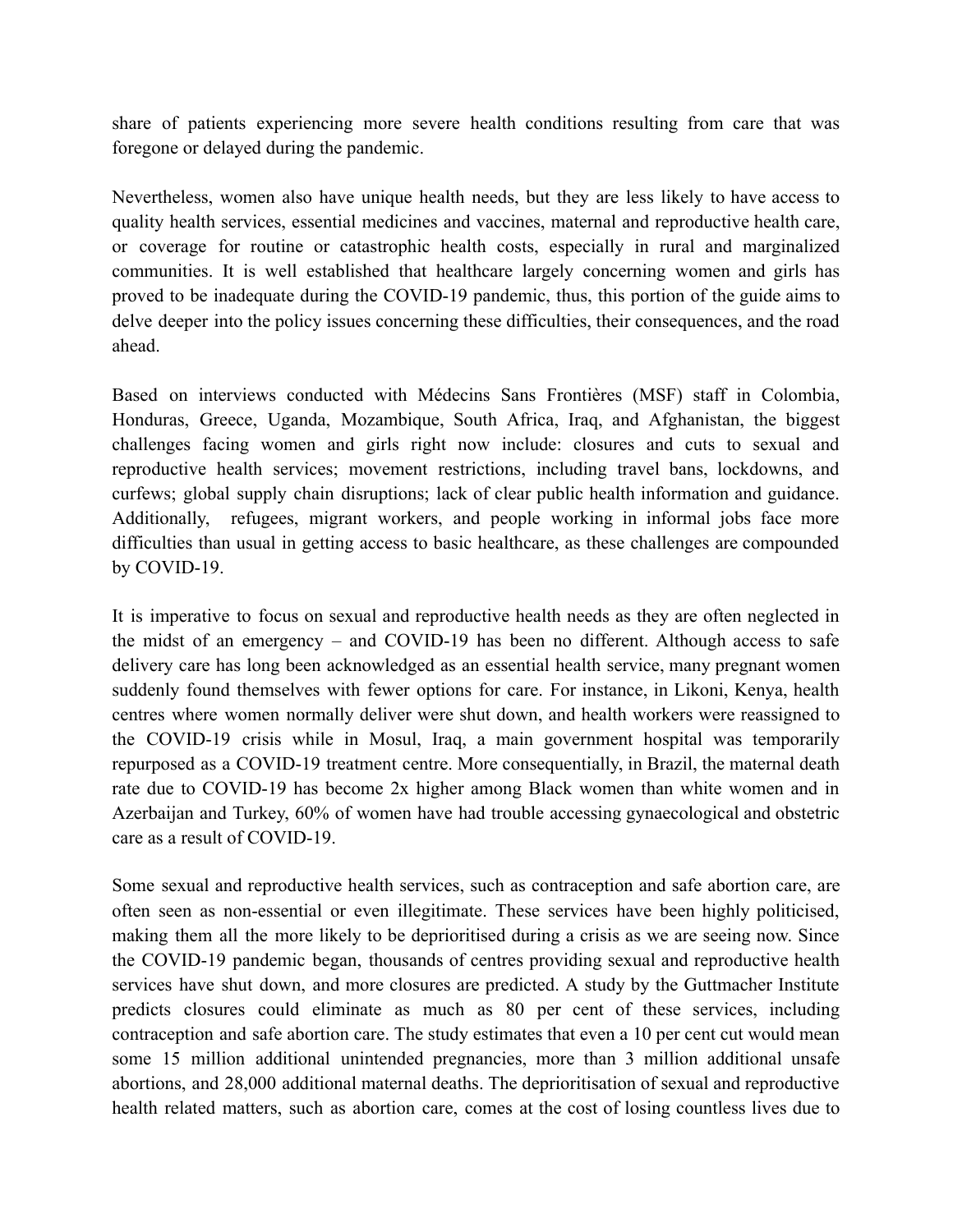share of patients experiencing more severe health conditions resulting from care that was foregone or delayed during the pandemic.

Nevertheless, women also have unique health needs, but they are less likely to have access to quality health services, essential medicines and vaccines, maternal and reproductive health care, or coverage for routine or catastrophic health costs, especially in rural and marginalized communities. It is well established that healthcare largely concerning women and girls has proved to be inadequate during the COVID-19 pandemic, thus, this portion of the guide aims to delve deeper into the policy issues concerning these difficulties, their consequences, and the road ahead.

Based on interviews conducted with Médecins Sans Frontières (MSF) staff in Colombia, Honduras, Greece, Uganda, Mozambique, South Africa, Iraq, and Afghanistan, the biggest challenges facing women and girls right now include: closures and cuts to sexual and reproductive health services; movement restrictions, including travel bans, lockdowns, and curfews; global supply chain disruptions; lack of clear public health information and guidance. Additionally, refugees, migrant workers, and people working in informal jobs face more difficulties than usual in getting access to basic healthcare, as these challenges are compounded by COVID-19.

It is imperative to focus on sexual and reproductive health needs as they are often neglected in the midst of an emergency – and COVID-19 has been no different. Although access to safe delivery care has long been acknowledged as an essential health service, many pregnant women suddenly found themselves with fewer options for care. For instance, in Likoni, Kenya, health centres where women normally deliver were shut down, and health workers were reassigned to the COVID-19 crisis while in Mosul, Iraq, a main government hospital was temporarily repurposed as a COVID-19 treatment centre. More consequentially, in Brazil, the maternal death rate due to COVID-19 has become 2x higher among Black women than white women and in Azerbaijan and Turkey, 60% of women have had trouble accessing gynaecological and obstetric care as a result of COVID-19.

Some sexual and reproductive health services, such as contraception and safe abortion care, are often seen as non-essential or even illegitimate. These services have been highly politicised, making them all the more likely to be deprioritised during a crisis as we are seeing now. Since the COVID-19 pandemic began, thousands of centres providing sexual and reproductive health services have shut down, and more closures are predicted. A study by the Guttmacher Institute predicts closures could eliminate as much as 80 per cent of these services, including contraception and safe abortion care. The study estimates that even a 10 per cent cut would mean some 15 million additional unintended pregnancies, more than 3 million additional unsafe abortions, and 28,000 additional maternal deaths. The deprioritisation of sexual and reproductive health related matters, such as abortion care, comes at the cost of losing countless lives due to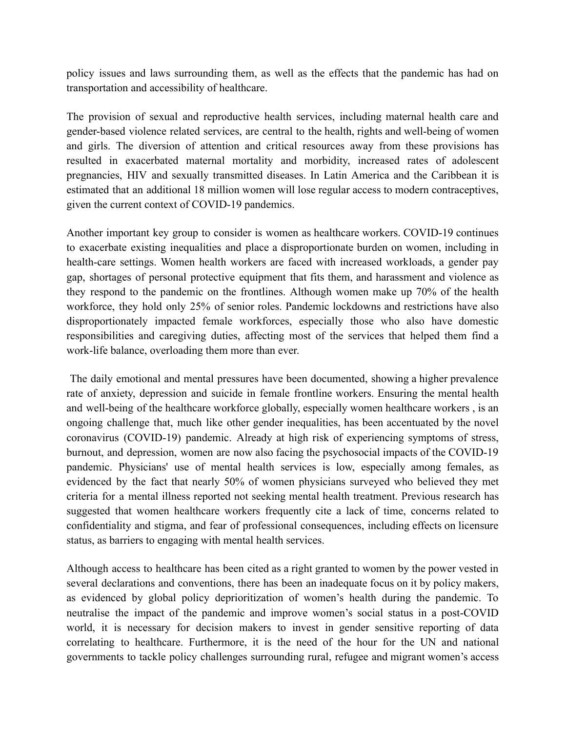policy issues and laws surrounding them, as well as the effects that the pandemic has had on transportation and accessibility of healthcare.

The provision of sexual and reproductive health services, including maternal health care and gender-based violence related services, are central to the health, rights and well-being of women and girls. The diversion of attention and critical resources away from these provisions has resulted in exacerbated maternal mortality and morbidity, increased rates of adolescent pregnancies, HIV and sexually transmitted diseases. In Latin America and the Caribbean it is estimated that an additional 18 million women will lose regular access to modern contraceptives, given the current context of COVID-19 pandemics.

Another important key group to consider is women as healthcare workers. COVID-19 continues to exacerbate existing inequalities and place a disproportionate burden on women, including in health-care settings. Women health workers are faced with increased workloads, a gender pay gap, shortages of personal protective equipment that fits them, and harassment and violence as they respond to the pandemic on the frontlines. Although women make up 70% of the health workforce, they hold only 25% of senior roles. Pandemic lockdowns and restrictions have also disproportionately impacted female workforces, especially those who also have domestic responsibilities and caregiving duties, affecting most of the services that helped them find a work-life balance, overloading them more than ever.

The daily emotional and mental pressures have been documented, showing a higher prevalence rate of anxiety, depression and suicide in female frontline workers. Ensuring the mental health and well-being of the healthcare workforce globally, especially women healthcare workers , is an ongoing challenge that, much like other gender inequalities, has been accentuated by the novel coronavirus (COVID-19) pandemic. Already at high risk of experiencing symptoms of stress, burnout, and depression, women are now also facing the psychosocial impacts of the COVID-19 pandemic. Physicians' use of mental health services is low, especially among females, as evidenced by the fact that nearly 50% of women physicians surveyed who believed they met criteria for a mental illness reported not seeking mental health treatment. Previous research has suggested that women healthcare workers frequently cite a lack of time, concerns related to confidentiality and stigma, and fear of professional consequences, including effects on licensure status, as barriers to engaging with mental health services.

Although access to healthcare has been cited as a right granted to women by the power vested in several declarations and conventions, there has been an inadequate focus on it by policy makers, as evidenced by global policy deprioritization of women's health during the pandemic. To neutralise the impact of the pandemic and improve women's social status in a post-COVID world, it is necessary for decision makers to invest in gender sensitive reporting of data correlating to healthcare. Furthermore, it is the need of the hour for the UN and national governments to tackle policy challenges surrounding rural, refugee and migrant women's access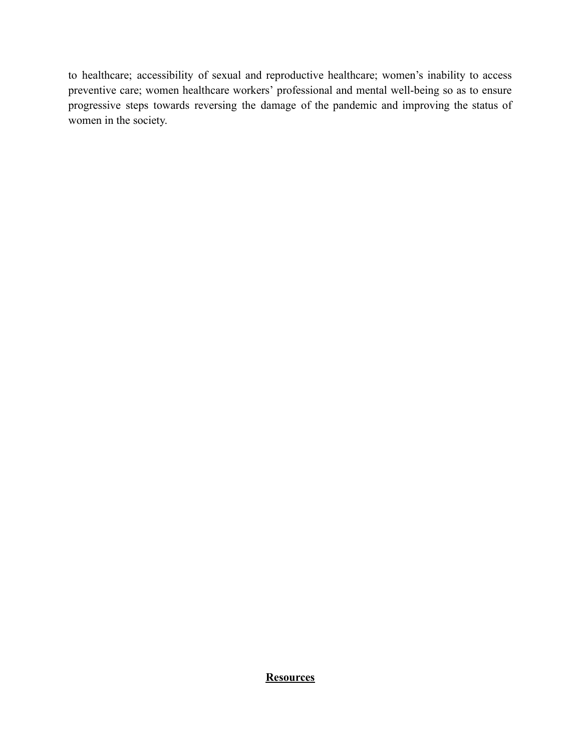to healthcare; accessibility of sexual and reproductive healthcare; women's inability to access preventive care; women healthcare workers' professional and mental well-being so as to ensure progressive steps towards reversing the damage of the pandemic and improving the status of women in the society.

## **Resources**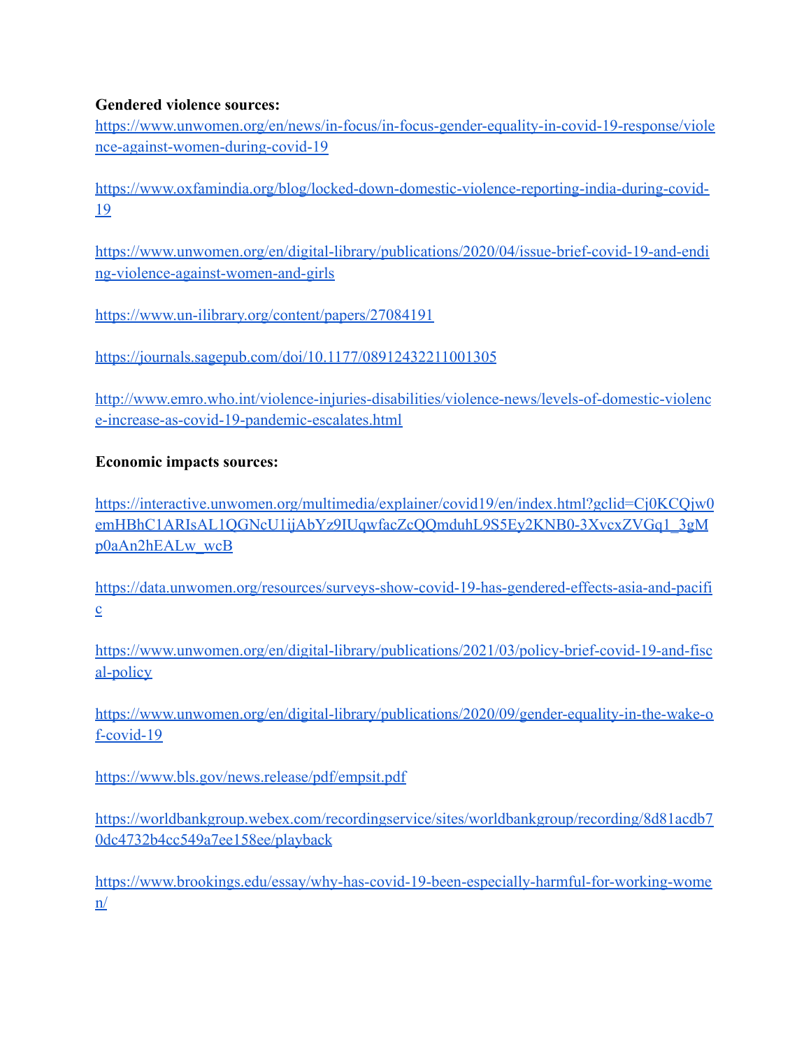**Gendered violence sources:**

https://www.unwomen.org/en/news/in-focus/in-focus-gender-equality-in-covid-19-response/violence-against-women-during-covid-19

https://www.oxfamindia.org/blog/locked-down-domestic-violence-reporting-india-during-covid-19

https://www.unwomen.org/en/digital-library/publications/2020/04/issue-brief-covid-19-and-ending-violence-against-women-and-girls

https://www.un-ilibrary.org/content/papers/27084191

https://journals.sagepub.com/doi/10.1177/08912432211001305

http://www.emro.who.int/violence-injuries-disabilities/violence-news/levels-of-domestic-violence-increase-as-covid-19-pandemic-escalates.html

**Economic impacts sources:**

https://interactive.unwomen.org/multimedia/explainer/covid19/en/index.html?gclid=Cj0KCQjw0emHBhC1ARIsAL1QGNcU1ijAbYz9IUqwfacZcQQmduhL9S5Ey2KNB0-3XvcxZVGq1_3gMp0aAn2hEALw_wcB

https://data.unwomen.org/resources/surveys-show-covid-19-has-gendered-effects-asia-and-pacific

https://www.unwomen.org/en/digital-library/publications/2021/03/policy-brief-covid-19-and-fiscal-policy

https://www.unwomen.org/en/digital-library/publications/2020/09/gender-equality-in-the-wake-of-covid-19

https://www.bls.gov/news.release/pdf/empsit.pdf

https://worldbankgroup.webex.com/recordingservice/sites/worldbankgroup/recording/8d81acdb70dc4732b4cc549a7ee158ee/playback

https://www.brookings.edu/essay/why-has-covid-19-been-especially-harmful-for-working-women/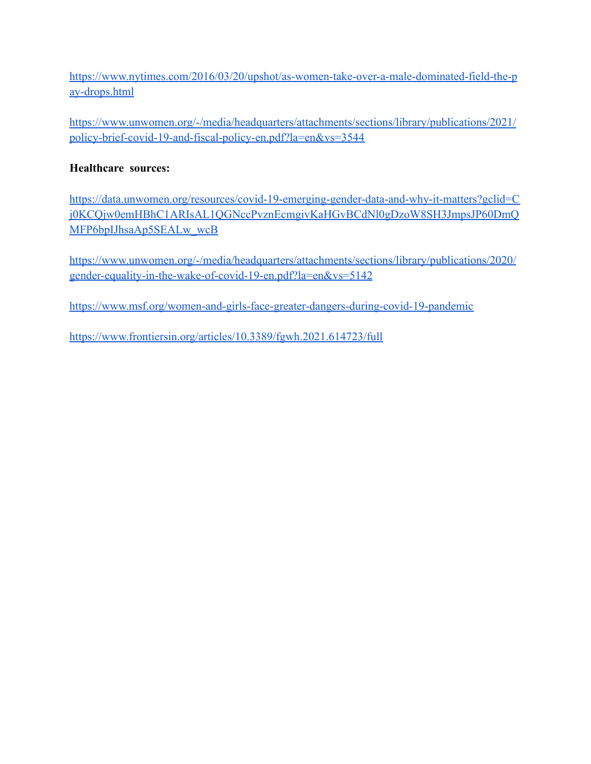https://www.nytimes.com/2016/03/20/upshot/as-women-take-over-a-male-dominated-field-the-pay-drops.html

https://www.unwomen.org/-/media/headquarters/attachments/sections/library/publications/2021/policy-brief-covid-19-and-fiscal-policy-en.pdf?la=en&vs=3544

**Healthcare sources:**

https://data.unwomen.org/resources/covid-19-emerging-gender-data-and-why-it-matters?gclid=Cj0KCQjw0emHBhC1ARIsAL1QGNccPvznEcmgivKaHGvBCdNl0gDzoW8SH3JmpsJP60DmQMFP6bpIJhsaAp5SEALw_wcB

https://www.unwomen.org/-/media/headquarters/attachments/sections/library/publications/2020/gender-equality-in-the-wake-of-covid-19-en.pdf?la=en&vs=5142

https://www.msf.org/women-and-girls-face-greater-dangers-during-covid-19-pandemic

https://www.frontiersin.org/articles/10.3389/fgwh.2021.614723/full